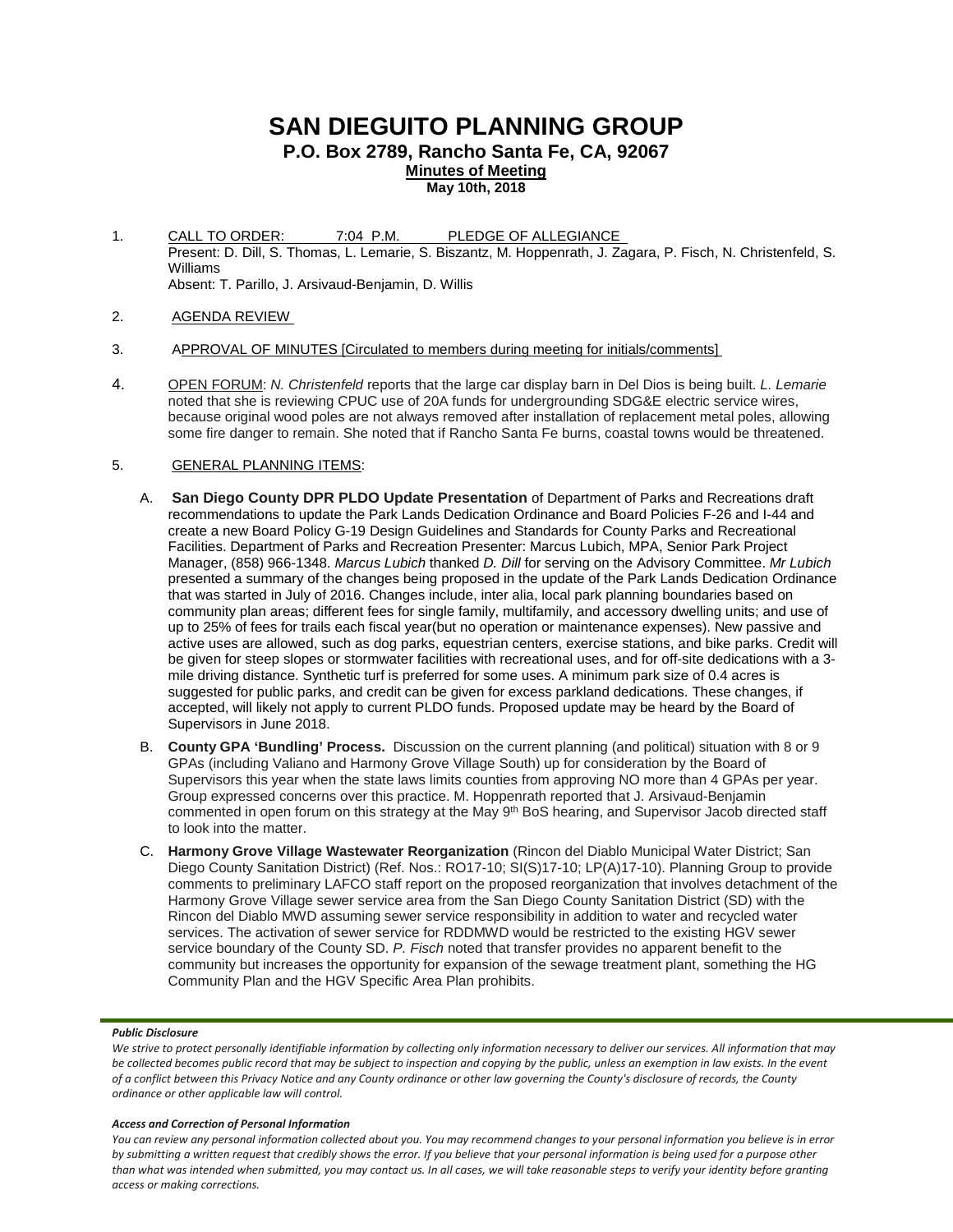# SAN DIEGUITO PLANNING GROUP

## P.O. Box 2789, Rancho Santa Fe, CA, 92067

**Minutes of Meeting**

**May 10th, 2018**

1. CALL TO ORDER: 7:04 P.M. PLEDGE OF ALLEGIANCE
   Present: D. Dill, S. Thomas, L. Lemarie, S. Biszantz, M. Hoppenrath, J. Zagara, P. Fisch, N. Christenfeld, S. Williams
   Absent: T. Parillo, J. Arsivaud-Benjamin, D. Willis

2. AGENDA REVIEW

3. APPROVAL OF MINUTES [Circulated to members during meeting for initials/comments]

4. OPEN FORUM: *N. Christenfeld* reports that the large car display barn in Del Dios is being built. *L. Lemarie* noted that she is reviewing CPUC use of 20A funds for undergrounding SDG&E electric service wires, because original wood poles are not always removed after installation of replacement metal poles, allowing some fire danger to remain. She noted that if Rancho Santa Fe burns, coastal towns would be threatened.

5. GENERAL PLANNING ITEMS:

   A. **San Diego County DPR PLDO Update Presentation** of Department of Parks and Recreations draft recommendations to update the Park Lands Dedication Ordinance and Board Policies F-26 and I-44 and create a new Board Policy G-19 Design Guidelines and Standards for County Parks and Recreational Facilities. Department of Parks and Recreation Presenter: Marcus Lubich, MPA, Senior Park Project Manager, (858) 966-1348. *Marcus Lubich* thanked *D. Dill* for serving on the Advisory Committee. *Mr Lubich* presented a summary of the changes being proposed in the update of the Park Lands Dedication Ordinance that was started in July of 2016. Changes include, inter alia, local park planning boundaries based on community plan areas; different fees for single family, multifamily, and accessory dwelling units; and use of up to 25% of fees for trails each fiscal year(but no operation or maintenance expenses). New passive and active uses are allowed, such as dog parks, equestrian centers, exercise stations, and bike parks. Credit will be given for steep slopes or stormwater facilities with recreational uses, and for off-site dedications with a 3-mile driving distance. Synthetic turf is preferred for some uses. A minimum park size of 0.4 acres is suggested for public parks, and credit can be given for excess parkland dedications. These changes, if accepted, will likely not apply to current PLDO funds. Proposed update may be heard by the Board of Supervisors in June 2018.

   B. **County GPA 'Bundling' Process.** Discussion on the current planning (and political) situation with 8 or 9 GPAs (including Valiano and Harmony Grove Village South) up for consideration by the Board of Supervisors this year when the state laws limits counties from approving NO more than 4 GPAs per year. Group expressed concerns over this practice. M. Hoppenrath reported that J. Arsivaud-Benjamin commented in open forum on this strategy at the May 9th BoS hearing, and Supervisor Jacob directed staff to look into the matter.

   C. **Harmony Grove Village Wastewater Reorganization** (Rincon del Diablo Municipal Water District; San Diego County Sanitation District) (Ref. Nos.: RO17-10; SI(S)17-10; LP(A)17-10). Planning Group to provide comments to preliminary LAFCO staff report on the proposed reorganization that involves detachment of the Harmony Grove Village sewer service area from the San Diego County Sanitation District (SD) with the Rincon del Diablo MWD assuming sewer service responsibility in addition to water and recycled water services. The activation of sewer service for RDDMWD would be restricted to the existing HGV sewer service boundary of the County SD. *P. Fisch* noted that transfer provides no apparent benefit to the community but increases the opportunity for expansion of the sewage treatment plant, something the HG Community Plan and the HGV Specific Area Plan prohibits.

***Public Disclosure***

*We strive to protect personally identifiable information by collecting only information necessary to deliver our services. All information that may be collected becomes public record that may be subject to inspection and copying by the public, unless an exemption in law exists. In the event of a conflict between this Privacy Notice and any County ordinance or other law governing the County's disclosure of records, the County ordinance or other applicable law will control.*

***Access and Correction of Personal Information***

*You can review any personal information collected about you. You may recommend changes to your personal information you believe is in error by submitting a written request that credibly shows the error. If you believe that your personal information is being used for a purpose other than what was intended when submitted, you may contact us. In all cases, we will take reasonable steps to verify your identity before granting access or making corrections.*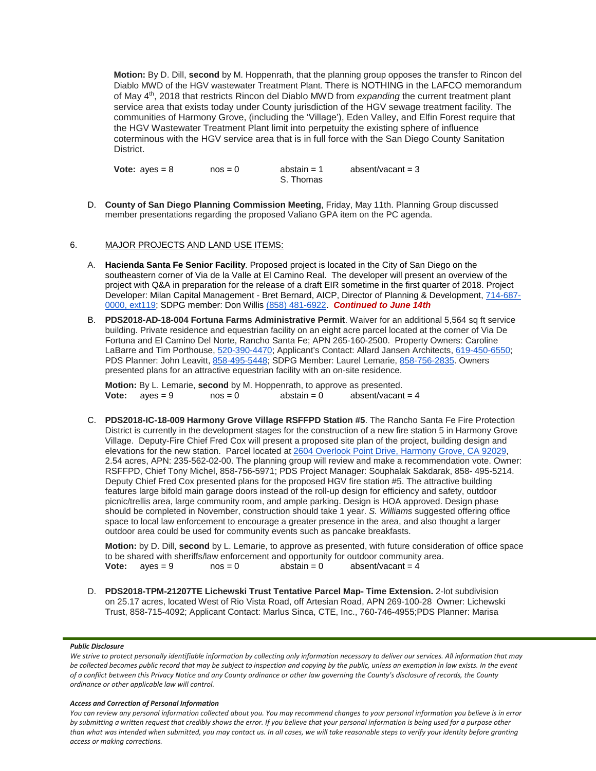**Motion:** By D. Dill, **second** by M. Hoppenrath, that the planning group opposes the transfer to Rincon del Diablo MWD of the HGV wastewater Treatment Plant. There is NOTHING in the LAFCO memorandum of May 4th, 2018 that restricts Rincon del Diablo MWD from *expanding* the current treatment plant service area that exists today under County jurisdiction of the HGV sewage treatment facility. The communities of Harmony Grove, (including the 'Village'), Eden Valley, and Elfin Forest require that the HGV Wastewater Treatment Plant limit into perpetuity the existing sphere of influence coterminous with the HGV service area that is in full force with the San Diego County Sanitation District.

**Vote:** ayes = 8 nos = 0 abstain = 1 S. Thomas absent/vacant = 3

D. **County of San Diego Planning Commission Meeting**, Friday, May 11th. Planning Group discussed member presentations regarding the proposed Valiano GPA item on the PC agenda.

6. MAJOR PROJECTS AND LAND USE ITEMS:

A. **Hacienda Santa Fe Senior Facility**. Proposed project is located in the City of San Diego on the southeastern corner of Via de la Valle at El Camino Real. The developer will present an overview of the project with Q&A in preparation for the release of a draft EIR sometime in the first quarter of 2018. Project Developer: Milan Capital Management - Bret Bernard, AICP, Director of Planning & Development, 714-687-0000, ext119; SDPG member: Don Willis (858) 481-6922. ***Continued to June 14th***

B. **PDS2018-AD-18-004 Fortuna Farms Administrative Permit**. Waiver for an additional 5,564 sq ft service building. Private residence and equestrian facility on an eight acre parcel located at the corner of Via De Fortuna and El Camino Del Norte, Rancho Santa Fe; APN 265-160-2500. Property Owners: Caroline LaBarre and Tim Porthouse, 520-390-4470; Applicant's Contact: Allard Jansen Architects, 619-450-6550; PDS Planner: John Leavitt, 858-495-5448; SDPG Member: Laurel Lemarie, 858-756-2835. Owners presented plans for an attractive equestrian facility with an on-site residence.

**Motion:** By L. Lemarie, **second** by M. Hoppenrath, to approve as presented.
**Vote:** ayes = 9 nos = 0 abstain = 0 absent/vacant = 4

C. **PDS2018-IC-18-009 Harmony Grove Village RSFFPD Station #5**. The Rancho Santa Fe Fire Protection District is currently in the development stages for the construction of a new fire station 5 in Harmony Grove Village. Deputy-Fire Chief Fred Cox will present a proposed site plan of the project, building design and elevations for the new station. Parcel located at 2604 Overlook Point Drive, Harmony Grove, CA 92029, 2.54 acres, APN: 235-562-02-00. The planning group will review and make a recommendation vote. Owner: RSFFPD, Chief Tony Michel, 858-756-5971; PDS Project Manager: Souphalak Sakdarak, 858- 495-5214. Deputy Chief Fred Cox presented plans for the proposed HGV fire station #5. The attractive building features large bifold main garage doors instead of the roll-up design for efficiency and safety, outdoor picnic/trellis area, large community room, and ample parking. Design is HOA approved. Design phase should be completed in November, construction should take 1 year. *S. Williams* suggested offering office space to local law enforcement to encourage a greater presence in the area, and also thought a larger outdoor area could be used for community events such as pancake breakfasts.

**Motion:** by D. Dill, **second** by L. Lemarie, to approve as presented, with future consideration of office space to be shared with sheriffs/law enforcement and opportunity for outdoor community area.
**Vote:** ayes = 9 nos = 0 abstain = 0 absent/vacant = 4

D. **PDS2018-TPM-21207TE Lichewski Trust Tentative Parcel Map- Time Extension.** 2-lot subdivision on 25.17 acres, located West of Rio Vista Road, off Artesian Road, APN 269-100-28 Owner: Lichewski Trust, 858-715-4092; Applicant Contact: Marlus Sinca, CTE, Inc., 760-746-4955;PDS Planner: Marisa

***Public Disclosure***

*We strive to protect personally identifiable information by collecting only information necessary to deliver our services. All information that may be collected becomes public record that may be subject to inspection and copying by the public, unless an exemption in law exists. In the event of a conflict between this Privacy Notice and any County ordinance or other law governing the County's disclosure of records, the County ordinance or other applicable law will control.*

***Access and Correction of Personal Information***

*You can review any personal information collected about you. You may recommend changes to your personal information you believe is in error by submitting a written request that credibly shows the error. If you believe that your personal information is being used for a purpose other than what was intended when submitted, you may contact us. In all cases, we will take reasonable steps to verify your identity before granting access or making corrections.*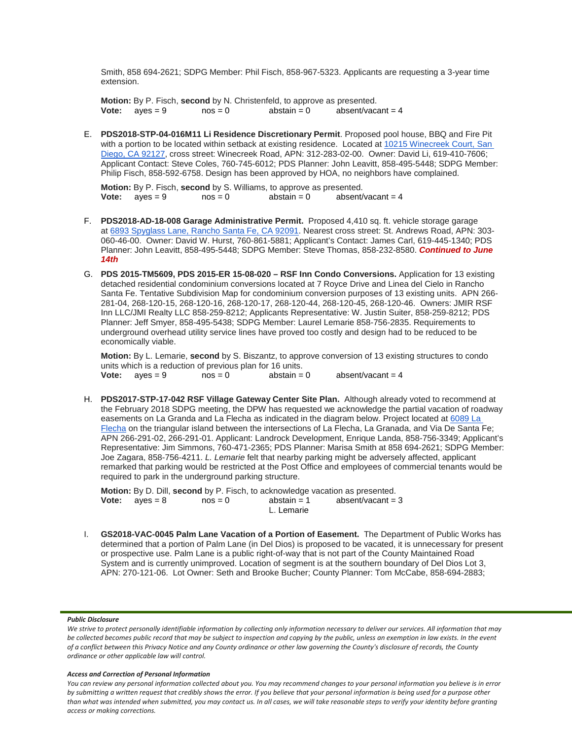Smith, 858 694-2621; SDPG Member: Phil Fisch, 858-967-5323. Applicants are requesting a 3-year time extension.

**Motion:** By P. Fisch, **second** by N. Christenfeld, to approve as presented.
**Vote:** ayes = 9 nos = 0 abstain = 0 absent/vacant = 4

E. **PDS2018-STP-04-016M11 Li Residence Discretionary Permit**. Proposed pool house, BBQ and Fire Pit with a portion to be located within setback at existing residence. Located at 10215 Winecreek Court, San Diego, CA 92127, cross street: Winecreek Road, APN: 312-283-02-00. Owner: David Li, 619-410-7606; Applicant Contact: Steve Coles, 760-745-6012; PDS Planner: John Leavitt, 858-495-5448; SDPG Member: Philip Fisch, 858-592-6758. Design has been approved by HOA, no neighbors have complained.

**Motion:** By P. Fisch, **second** by S. Williams, to approve as presented.
**Vote:** ayes = 9 nos = 0 abstain = 0 absent/vacant = 4

F. **PDS2018-AD-18-008 Garage Administrative Permit.** Proposed 4,410 sq. ft. vehicle storage garage at 6893 Spyglass Lane, Rancho Santa Fe, CA 92091. Nearest cross street: St. Andrews Road, APN: 303-060-46-00. Owner: David W. Hurst, 760-861-5881; Applicant's Contact: James Carl, 619-445-1340; PDS Planner: John Leavitt, 858-495-5448; SDPG Member: Steve Thomas, 858-232-8580. ***Continued to June 14th***

G. **PDS 2015-TM5609, PDS 2015-ER 15-08-020 – RSF Inn Condo Conversions.** Application for 13 existing detached residential condominium conversions located at 7 Royce Drive and Linea del Cielo in Rancho Santa Fe. Tentative Subdivision Map for condominium conversion purposes of 13 existing units. APN 266-281-04, 268-120-15, 268-120-16, 268-120-17, 268-120-44, 268-120-45, 268-120-46. Owners: JMIR RSF Inn LLC/JMI Realty LLC 858-259-8212; Applicants Representative: W. Justin Suiter, 858-259-8212; PDS Planner: Jeff Smyer, 858-495-5438; SDPG Member: Laurel Lemarie 858-756-2835. Requirements to underground overhead utility service lines have proved too costly and design had to be reduced to be economically viable.

**Motion:** By L. Lemarie, **second** by S. Biszantz, to approve conversion of 13 existing structures to condo units which is a reduction of previous plan for 16 units.
**Vote:** ayes = 9 nos = 0 abstain = 0 absent/vacant = 4

H. **PDS2017-STP-17-042 RSF Village Gateway Center Site Plan.** Although already voted to recommend at the February 2018 SDPG meeting, the DPW has requested we acknowledge the partial vacation of roadway easements on La Granda and La Flecha as indicated in the diagram below. Project located at 6089 La Flecha on the triangular island between the intersections of La Flecha, La Granada, and Via De Santa Fe; APN 266-291-02, 266-291-01. Applicant: Landrock Development, Enrique Landa, 858-756-3349; Applicant's Representative: Jim Simmons, 760-471-2365; PDS Planner: Marisa Smith at 858 694-2621; SDPG Member: Joe Zagara, 858-756-4211. *L. Lemarie* felt that nearby parking might be adversely affected, applicant remarked that parking would be restricted at the Post Office and employees of commercial tenants would be required to park in the underground parking structure.

**Motion:** By D. Dill, **second** by P. Fisch, to acknowledge vacation as presented.
**Vote:** ayes = 8 nos = 0 abstain = 1 absent/vacant = 3
L. Lemarie

I. **GS2018-VAC-0045 Palm Lane Vacation of a Portion of Easement.** The Department of Public Works has determined that a portion of Palm Lane (in Del Dios) is proposed to be vacated, it is unnecessary for present or prospective use. Palm Lane is a public right-of-way that is not part of the County Maintained Road System and is currently unimproved. Location of segment is at the southern boundary of Del Dios Lot 3, APN: 270-121-06. Lot Owner: Seth and Brooke Bucher; County Planner: Tom McCabe, 858-694-2883;

***Public Disclosure***

*We strive to protect personally identifiable information by collecting only information necessary to deliver our services. All information that may be collected becomes public record that may be subject to inspection and copying by the public, unless an exemption in law exists. In the event of a conflict between this Privacy Notice and any County ordinance or other law governing the County's disclosure of records, the County ordinance or other applicable law will control.*

***Access and Correction of Personal Information***

*You can review any personal information collected about you. You may recommend changes to your personal information you believe is in error by submitting a written request that credibly shows the error. If you believe that your personal information is being used for a purpose other than what was intended when submitted, you may contact us. In all cases, we will take reasonable steps to verify your identity before granting access or making corrections.*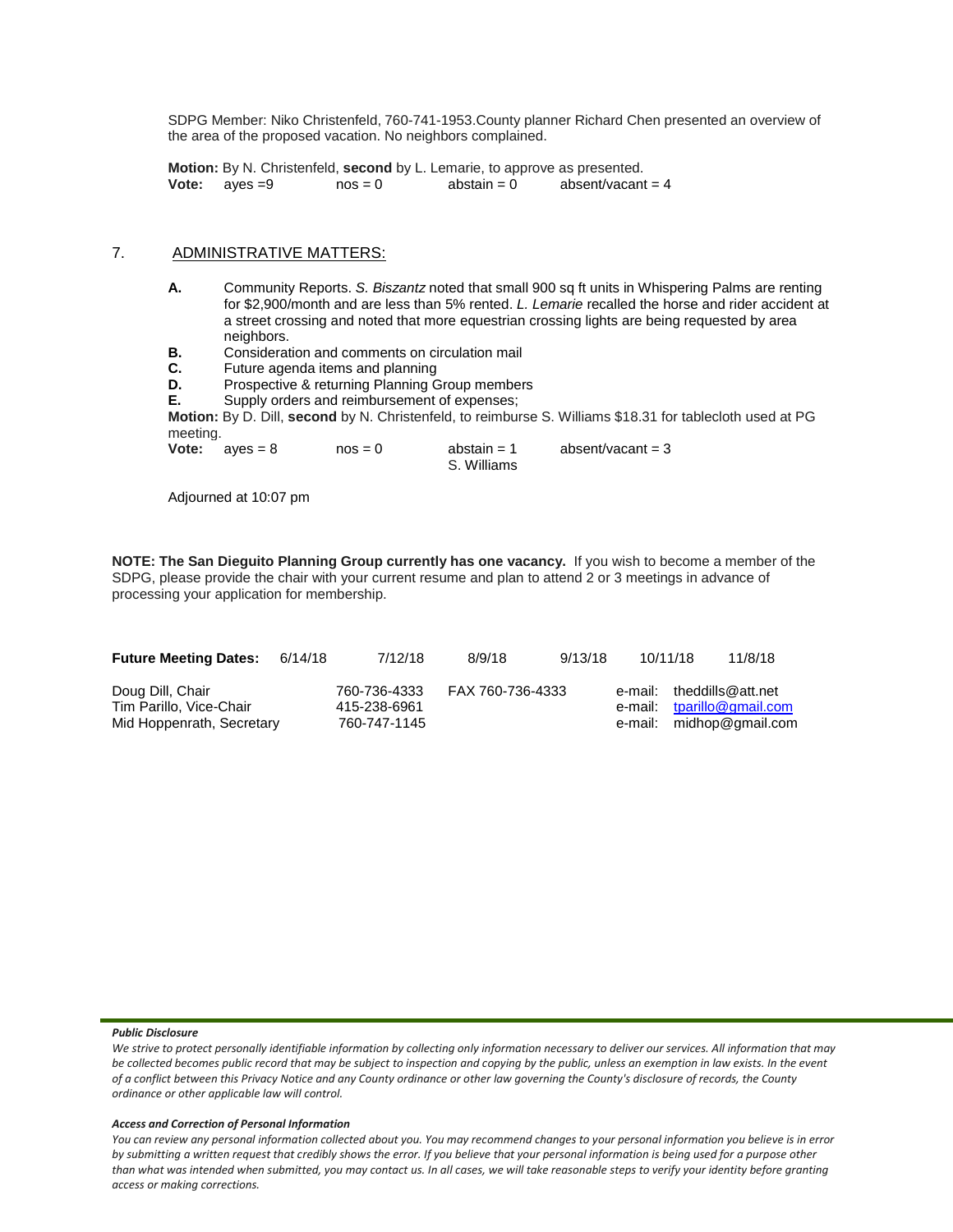SDPG Member: Niko Christenfeld, 760-741-1953.County planner Richard Chen presented an overview of the area of the proposed vacation. No neighbors complained.

**Motion:** By N. Christenfeld, **second** by L. Lemarie, to approve as presented.
**Vote:** ayes =9 nos = 0 abstain = 0 absent/vacant = 4

7. ADMINISTRATIVE MATTERS:

**A.** Community Reports. *S. Biszantz* noted that small 900 sq ft units in Whispering Palms are renting for $2,900/month and are less than 5% rented. *L. Lemarie* recalled the horse and rider accident at a street crossing and noted that more equestrian crossing lights are being requested by area neighbors.

**B.** Consideration and comments on circulation mail

**C.** Future agenda items and planning

**D.** Prospective & returning Planning Group members

**E.** Supply orders and reimbursement of expenses;

**Motion:** By D. Dill, **second** by N. Christenfeld, to reimburse S. Williams $18.31 for tablecloth used at PG meeting.
**Vote:** ayes = 8 nos = 0 abstain = 1 S. Williams absent/vacant = 3

Adjourned at 10:07 pm

**NOTE: The San Dieguito Planning Group currently has one vacancy.** If you wish to become a member of the SDPG, please provide the chair with your current resume and plan to attend 2 or 3 meetings in advance of processing your application for membership.

**Future Meeting Dates:** 6/14/18 7/12/18 8/9/18 9/13/18 10/11/18 11/8/18

| | | | |
|---|---|---|---|
| Doug Dill, Chair | 760-736-4333 | FAX 760-736-4333 | e-mail: theddills@att.net |
| Tim Parillo, Vice-Chair | 415-238-6961 | | e-mail: tparillo@gmail.com |
| Mid Hoppenrath, Secretary | 760-747-1145 | | e-mail: midhop@gmail.com |

***Public Disclosure***

*We strive to protect personally identifiable information by collecting only information necessary to deliver our services. All information that may be collected becomes public record that may be subject to inspection and copying by the public, unless an exemption in law exists. In the event of a conflict between this Privacy Notice and any County ordinance or other law governing the County's disclosure of records, the County ordinance or other applicable law will control.*

***Access and Correction of Personal Information***

*You can review any personal information collected about you. You may recommend changes to your personal information you believe is in error by submitting a written request that credibly shows the error. If you believe that your personal information is being used for a purpose other than what was intended when submitted, you may contact us. In all cases, we will take reasonable steps to verify your identity before granting access or making corrections.*